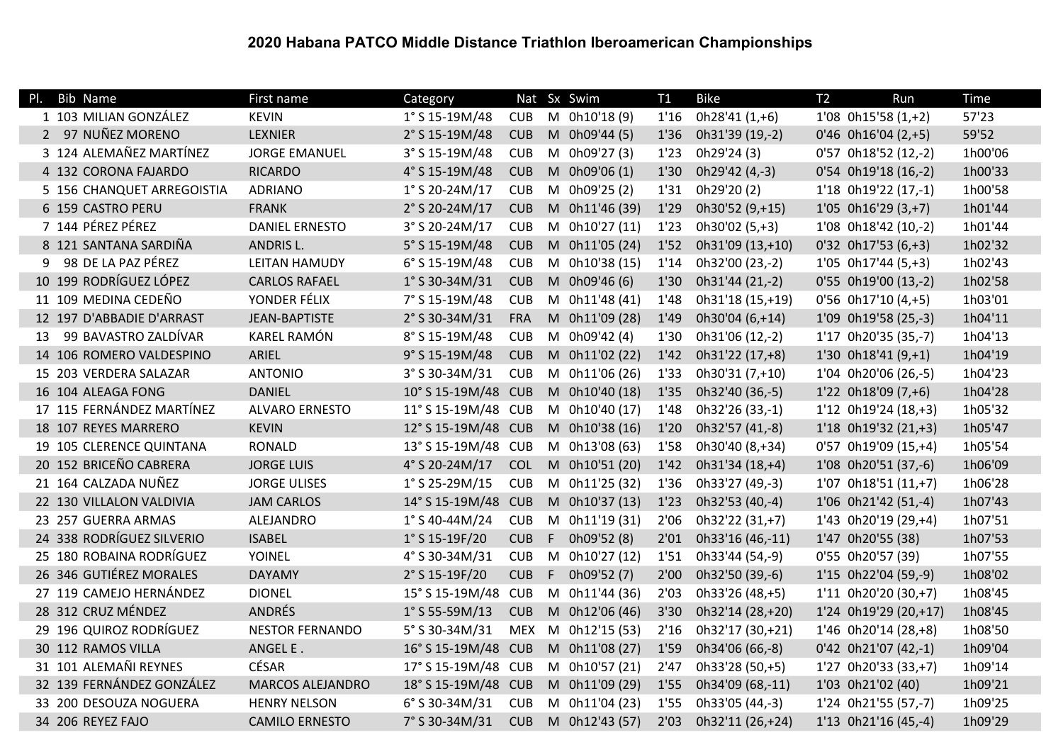# 2020 Habana PATCO Middle Distance Triathlon Iberoamerican Championships

| Pl. | Bib | Name | First name | Category | Nat | Sx | Swim | T1 | Bike | T2 | Run | Time |
|---|---|---|---|---|---|---|---|---|---|---|---|---|
| 1 | 103 | MILIAN GONZÁLEZ | KEVIN | 1° S 15-19M/48 | CUB | M | 0h10'18 (9) | 1'16 | 0h28'41 (1,+6) | 1'08 | 0h15'58 (1,+2) | 57'23 |
| 2 | 97 | NUÑEZ MORENO | LEXNIER | 2° S 15-19M/48 | CUB | M | 0h09'44 (5) | 1'36 | 0h31'39 (19,-2) | 0'46 | 0h16'04 (2,+5) | 59'52 |
| 3 | 124 | ALEMAÑEZ MARTÍNEZ | JORGE EMANUEL | 3° S 15-19M/48 | CUB | M | 0h09'27 (3) | 1'23 | 0h29'24 (3) | 0'57 | 0h18'52 (12,-2) | 1h00'06 |
| 4 | 132 | CORONA FAJARDO | RICARDO | 4° S 15-19M/48 | CUB | M | 0h09'06 (1) | 1'30 | 0h29'42 (4,-3) | 0'54 | 0h19'18 (16,-2) | 1h00'33 |
| 5 | 156 | CHANQUET ARREGOISTIA | ADRIANO | 1° S 20-24M/17 | CUB | M | 0h09'25 (2) | 1'31 | 0h29'20 (2) | 1'18 | 0h19'22 (17,-1) | 1h00'58 |
| 6 | 159 | CASTRO PERU | FRANK | 2° S 20-24M/17 | CUB | M | 0h11'46 (39) | 1'29 | 0h30'52 (9,+15) | 1'05 | 0h16'29 (3,+7) | 1h01'44 |
| 7 | 144 | PÉREZ PÉREZ | DANIEL ERNESTO | 3° S 20-24M/17 | CUB | M | 0h10'27 (11) | 1'23 | 0h30'02 (5,+3) | 1'08 | 0h18'42 (10,-2) | 1h01'44 |
| 8 | 121 | SANTANA SARDIÑA | ANDRIS L. | 5° S 15-19M/48 | CUB | M | 0h11'05 (24) | 1'52 | 0h31'09 (13,+10) | 0'32 | 0h17'53 (6,+3) | 1h02'32 |
| 9 | 98 | DE LA PAZ PÉREZ | LEITAN HAMUDY | 6° S 15-19M/48 | CUB | M | 0h10'38 (15) | 1'14 | 0h32'00 (23,-2) | 1'05 | 0h17'44 (5,+3) | 1h02'43 |
| 10 | 199 | RODRÍGUEZ LÓPEZ | CARLOS RAFAEL | 1° S 30-34M/31 | CUB | M | 0h09'46 (6) | 1'30 | 0h31'44 (21,-2) | 0'55 | 0h19'00 (13,-2) | 1h02'58 |
| 11 | 109 | MEDINA CEDEÑO | YONDER FÉLIX | 7° S 15-19M/48 | CUB | M | 0h11'48 (41) | 1'48 | 0h31'18 (15,+19) | 0'56 | 0h17'10 (4,+5) | 1h03'01 |
| 12 | 197 | D'ABBADIE D'ARRAST | JEAN-BAPTISTE | 2° S 30-34M/31 | FRA | M | 0h11'09 (28) | 1'49 | 0h30'04 (6,+14) | 1'09 | 0h19'58 (25,-3) | 1h04'11 |
| 13 | 99 | BAVASTRO ZALDÍVAR | KAREL RAMÓN | 8° S 15-19M/48 | CUB | M | 0h09'42 (4) | 1'30 | 0h31'06 (12,-2) | 1'17 | 0h20'35 (35,-7) | 1h04'13 |
| 14 | 106 | ROMERO VALDESPINO | ARIEL | 9° S 15-19M/48 | CUB | M | 0h11'02 (22) | 1'42 | 0h31'22 (17,+8) | 1'30 | 0h18'41 (9,+1) | 1h04'19 |
| 15 | 203 | VERDERA SALAZAR | ANTONIO | 3° S 30-34M/31 | CUB | M | 0h11'06 (26) | 1'33 | 0h30'31 (7,+10) | 1'04 | 0h20'06 (26,-5) | 1h04'23 |
| 16 | 104 | ALEAGA FONG | DANIEL | 10° S 15-19M/48 | CUB | M | 0h10'40 (18) | 1'35 | 0h32'40 (36,-5) | 1'22 | 0h18'09 (7,+6) | 1h04'28 |
| 17 | 115 | FERNÁNDEZ MARTÍNEZ | ALVARO ERNESTO | 11° S 15-19M/48 | CUB | M | 0h10'40 (17) | 1'48 | 0h32'26 (33,-1) | 1'12 | 0h19'24 (18,+3) | 1h05'32 |
| 18 | 107 | REYES MARRERO | KEVIN | 12° S 15-19M/48 | CUB | M | 0h10'38 (16) | 1'20 | 0h32'57 (41,-8) | 1'18 | 0h19'32 (21,+3) | 1h05'47 |
| 19 | 105 | CLERENCE QUINTANA | RONALD | 13° S 15-19M/48 | CUB | M | 0h13'08 (63) | 1'58 | 0h30'40 (8,+34) | 0'57 | 0h19'09 (15,+4) | 1h05'54 |
| 20 | 152 | BRICEÑO CABRERA | JORGE LUIS | 4° S 20-24M/17 | COL | M | 0h10'51 (20) | 1'42 | 0h31'34 (18,+4) | 1'08 | 0h20'51 (37,-6) | 1h06'09 |
| 21 | 164 | CALZADA NUÑEZ | JORGE ULISES | 1° S 25-29M/15 | CUB | M | 0h11'25 (32) | 1'36 | 0h33'27 (49,-3) | 1'07 | 0h18'51 (11,+7) | 1h06'28 |
| 22 | 130 | VILLALON VALDIVIA | JAM CARLOS | 14° S 15-19M/48 | CUB | M | 0h10'37 (13) | 1'23 | 0h32'53 (40,-4) | 1'06 | 0h21'42 (51,-4) | 1h07'43 |
| 23 | 257 | GUERRA ARMAS | ALEJANDRO | 1° S 40-44M/24 | CUB | M | 0h11'19 (31) | 2'06 | 0h32'22 (31,+7) | 1'43 | 0h20'19 (29,+4) | 1h07'51 |
| 24 | 338 | RODRÍGUEZ SILVERIO | ISABEL | 1° S 15-19F/20 | CUB | F | 0h09'52 (8) | 2'01 | 0h33'16 (46,-11) | 1'47 | 0h20'55 (38) | 1h07'53 |
| 25 | 180 | ROBAINA RODRÍGUEZ | YOINEL | 4° S 30-34M/31 | CUB | M | 0h10'27 (12) | 1'51 | 0h33'44 (54,-9) | 0'55 | 0h20'57 (39) | 1h07'55 |
| 26 | 346 | GUTIÉREZ MORALES | DAYAMY | 2° S 15-19F/20 | CUB | F | 0h09'52 (7) | 2'00 | 0h32'50 (39,-6) | 1'15 | 0h22'04 (59,-9) | 1h08'02 |
| 27 | 119 | CAMEJO HERNÁNDEZ | DIONEL | 15° S 15-19M/48 | CUB | M | 0h11'44 (36) | 2'03 | 0h33'26 (48,+5) | 1'11 | 0h20'20 (30,+7) | 1h08'45 |
| 28 | 312 | CRUZ MÉNDEZ | ANDRÉS | 1° S 55-59M/13 | CUB | M | 0h12'06 (46) | 3'30 | 0h32'14 (28,+20) | 1'24 | 0h19'29 (20,+17) | 1h08'45 |
| 29 | 196 | QUIROZ RODRÍGUEZ | NESTOR FERNANDO | 5° S 30-34M/31 | MEX | M | 0h12'15 (53) | 2'16 | 0h32'17 (30,+21) | 1'46 | 0h20'14 (28,+8) | 1h08'50 |
| 30 | 112 | RAMOS VILLA | ANGEL E . | 16° S 15-19M/48 | CUB | M | 0h11'08 (27) | 1'59 | 0h34'06 (66,-8) | 0'42 | 0h21'07 (42,-1) | 1h09'04 |
| 31 | 101 | ALEMAÑI REYNES | CÉSAR | 17° S 15-19M/48 | CUB | M | 0h10'57 (21) | 2'47 | 0h33'28 (50,+5) | 1'27 | 0h20'33 (33,+7) | 1h09'14 |
| 32 | 139 | FERNÁNDEZ GONZÁLEZ | MARCOS ALEJANDRO | 18° S 15-19M/48 | CUB | M | 0h11'09 (29) | 1'55 | 0h34'09 (68,-11) | 1'03 | 0h21'02 (40) | 1h09'21 |
| 33 | 200 | DESOUZA NOGUERA | HENRY NELSON | 6° S 30-34M/31 | CUB | M | 0h11'04 (23) | 1'55 | 0h33'05 (44,-3) | 1'24 | 0h21'55 (57,-7) | 1h09'25 |
| 34 | 206 | REYEZ FAJO | CAMILO ERNESTO | 7° S 30-34M/31 | CUB | M | 0h12'43 (57) | 2'03 | 0h32'11 (26,+24) | 1'13 | 0h21'16 (45,-4) | 1h09'29 |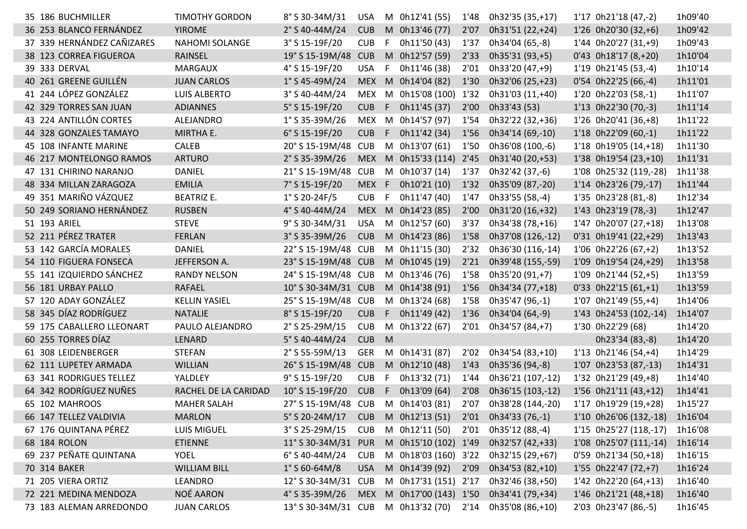| | | | | | | | | | | | | |
|---|---|---|---|---|---|---|---|---|---|---|---|---|
| 35 | 186 | BUCHMILLER | TIMOTHY GORDON | 8° S 30-34M/31 | USA | M | 0h12'41 (55) | 1'48 | 0h32'35 (35,+17) | 1'17 | 0h21'18 (47,-2) | 1h09'40 |
| 36 | 253 | BLANCO FERNÁNDEZ | YIROME | 2° S 40-44M/24 | CUB | M | 0h13'46 (77) | 2'07 | 0h31'51 (22,+24) | 1'26 | 0h20'30 (32,+6) | 1h09'42 |
| 37 | 339 | HERNÁNDEZ CAÑIZARES | NAHOMI SOLANGE | 3° S 15-19F/20 | CUB | F | 0h11'50 (43) | 1'37 | 0h34'04 (65,-8) | 1'44 | 0h20'27 (31,+9) | 1h09'43 |
| 38 | 123 | CORREA FIGUEROA | RAINSEL | 19° S 15-19M/48 | CUB | M | 0h12'57 (59) | 2'33 | 0h35'31 (93,+5) | 0'43 | 0h18'17 (8,+20) | 1h10'04 |
| 39 | 333 | DERVAL | MARGAUX | 4° S 15-19F/20 | USA | F | 0h11'46 (38) | 2'01 | 0h33'20 (47,+9) | 1'19 | 0h21'45 (53,-4) | 1h10'14 |
| 40 | 261 | GREENE GUILLÉN | JUAN CARLOS | 1° S 45-49M/24 | MEX | M | 0h14'04 (82) | 1'30 | 0h32'06 (25,+23) | 0'54 | 0h22'25 (66,-4) | 1h11'01 |
| 41 | 244 | LÓPEZ GONZÁLEZ | LUIS ALBERTO | 3° S 40-44M/24 | MEX | M | 0h15'08 (100) | 1'32 | 0h31'03 (11,+40) | 1'20 | 0h22'03 (58,-1) | 1h11'07 |
| 42 | 329 | TORRES SAN JUAN | ADIANNES | 5° S 15-19F/20 | CUB | F | 0h11'45 (37) | 2'00 | 0h33'43 (53) | 1'13 | 0h22'30 (70,-3) | 1h11'14 |
| 43 | 224 | ANTILLÓN CORTES | ALEJANDRO | 1° S 35-39M/26 | MEX | M | 0h14'57 (97) | 1'54 | 0h32'22 (32,+36) | 1'26 | 0h20'41 (36,+8) | 1h11'22 |
| 44 | 328 | GONZALES TAMAYO | MIRTHA E. | 6° S 15-19F/20 | CUB | F | 0h11'42 (34) | 1'56 | 0h34'14 (69,-10) | 1'18 | 0h22'09 (60,-1) | 1h11'22 |
| 45 | 108 | INFANTE MARINE | CALEB | 20° S 15-19M/48 | CUB | M | 0h13'07 (61) | 1'50 | 0h36'08 (100,-6) | 1'18 | 0h19'05 (14,+18) | 1h11'30 |
| 46 | 217 | MONTELONGO RAMOS | ARTURO | 2° S 35-39M/26 | MEX | M | 0h15'33 (114) | 2'45 | 0h31'40 (20,+53) | 1'38 | 0h19'54 (23,+10) | 1h11'31 |
| 47 | 131 | CHIRINO NARANJO | DANIEL | 21° S 15-19M/48 | CUB | M | 0h10'37 (14) | 1'37 | 0h32'42 (37,-6) | 1'08 | 0h25'32 (119,-28) | 1h11'38 |
| 48 | 334 | MILLAN ZARAGOZA | EMILIA | 7° S 15-19F/20 | MEX | F | 0h10'21 (10) | 1'32 | 0h35'09 (87,-20) | 1'14 | 0h23'26 (79,-17) | 1h11'44 |
| 49 | 351 | MARIÑO VÁZQUEZ | BEATRIZ E. | 1° S 20-24F/5 | CUB | F | 0h11'47 (40) | 1'47 | 0h33'55 (58,-4) | 1'35 | 0h23'28 (81,-8) | 1h12'34 |
| 50 | 249 | SORIANO HERNÁNDEZ | RUSBEN | 4° S 40-44M/24 | MEX | M | 0h14'23 (85) | 2'00 | 0h31'20 (16,+32) | 1'43 | 0h23'19 (78,-3) | 1h12'47 |
| 51 | 193 | ARIEL | STEVE | 9° S 30-34M/31 | USA | M | 0h12'57 (60) | 3'37 | 0h34'38 (78,+16) | 1'47 | 0h20'07 (27,+18) | 1h13'08 |
| 52 | 211 | PÉREZ TRATER | FERLAN | 3° S 35-39M/26 | CUB | M | 0h14'23 (86) | 1'58 | 0h37'08 (126,-12) | 0'31 | 0h19'41 (22,+29) | 1h13'43 |
| 53 | 142 | GARCÍA MORALES | DANIEL | 22° S 15-19M/48 | CUB | M | 0h11'15 (30) | 2'32 | 0h36'30 (116,-14) | 1'06 | 0h22'26 (67,+2) | 1h13'52 |
| 54 | 110 | FIGUERA FONSECA | JEFFERSON A. | 23° S 15-19M/48 | CUB | M | 0h10'45 (19) | 2'21 | 0h39'48 (155,-59) | 1'09 | 0h19'54 (24,+29) | 1h13'58 |
| 55 | 141 | IZQUIERDO SÁNCHEZ | RANDY NELSON | 24° S 15-19M/48 | CUB | M | 0h13'46 (76) | 1'58 | 0h35'20 (91,+7) | 1'09 | 0h21'44 (52,+5) | 1h13'59 |
| 56 | 181 | URBAY PALLO | RAFAEL | 10° S 30-34M/31 | CUB | M | 0h14'38 (91) | 1'56 | 0h34'34 (77,+18) | 0'33 | 0h22'15 (61,+1) | 1h13'59 |
| 57 | 120 | ADAY GONZÁLEZ | KELLIN YASIEL | 25° S 15-19M/48 | CUB | M | 0h13'24 (68) | 1'58 | 0h35'47 (96,-1) | 1'07 | 0h21'49 (55,+4) | 1h14'06 |
| 58 | 345 | DÍAZ RODRÍGUEZ | NATALIE | 8° S 15-19F/20 | CUB | F | 0h11'49 (42) | 1'36 | 0h34'04 (64,-9) | 1'43 | 0h24'53 (102,-14) | 1h14'07 |
| 59 | 175 | CABALLERO LLEONART | PAULO ALEJANDRO | 2° S 25-29M/15 | CUB | M | 0h13'22 (67) | 2'01 | 0h34'57 (84,+7) | 1'30 | 0h22'29 (68) | 1h14'20 |
| 60 | 255 | TORRES DÍAZ | LENARD | 5° S 40-44M/24 | CUB | M | | | | | 0h23'34 (83,-8) | 1h14'20 |
| 61 | 308 | LEIDENBERGER | STEFAN | 2° S 55-59M/13 | GER | M | 0h14'31 (87) | 2'02 | 0h34'54 (83,+10) | 1'13 | 0h21'46 (54,+4) | 1h14'29 |
| 62 | 111 | LUPETEY ARMADA | WILLIAN | 26° S 15-19M/48 | CUB | M | 0h12'10 (48) | 1'43 | 0h35'36 (94,-8) | 1'07 | 0h23'53 (87,-13) | 1h14'31 |
| 63 | 341 | RODRIGUES TELLEZ | YALDLEY | 9° S 15-19F/20 | CUB | F | 0h13'32 (71) | 1'44 | 0h36'21 (107,-12) | 1'32 | 0h21'29 (49,+8) | 1h14'40 |
| 64 | 342 | RODRÍGUEZ NUÑES | RACHEL DE LA CARIDAD | 10° S 15-19F/20 | CUB | F | 0h13'09 (64) | 2'08 | 0h36'15 (103,-12) | 1'56 | 0h21'11 (43,+12) | 1h14'41 |
| 65 | 102 | MAHROOS | MAHER SALAH | 27° S 15-19M/48 | CUB | M | 0h14'03 (81) | 2'07 | 0h38'28 (144,-20) | 1'17 | 0h19'29 (19,+28) | 1h15'27 |
| 66 | 147 | TELLEZ VALDIVIA | MARLON | 5° S 20-24M/17 | CUB | M | 0h12'13 (51) | 2'01 | 0h34'33 (76,-1) | 1'10 | 0h26'06 (132,-18) | 1h16'04 |
| 67 | 176 | QUINTANA PÉREZ | LUIS MIGUEL | 3° S 25-29M/15 | CUB | M | 0h12'11 (50) | 2'01 | 0h35'12 (88,-4) | 1'15 | 0h25'27 (118,-17) | 1h16'08 |
| 68 | 184 | ROLON | ETIENNE | 11° S 30-34M/31 | PUR | M | 0h15'10 (102) | 1'49 | 0h32'57 (42,+33) | 1'08 | 0h25'07 (111,-14) | 1h16'14 |
| 69 | 237 | PEÑATE QUINTANA | YOEL | 6° S 40-44M/24 | CUB | M | 0h18'03 (160) | 3'22 | 0h32'15 (29,+67) | 0'59 | 0h21'34 (50,+18) | 1h16'15 |
| 70 | 314 | BAKER | WILLIAM BILL | 1° S 60-64M/8 | USA | M | 0h14'39 (92) | 2'09 | 0h34'53 (82,+10) | 1'55 | 0h22'47 (72,+7) | 1h16'24 |
| 71 | 205 | VIERA ORTIZ | LEANDRO | 12° S 30-34M/31 | CUB | M | 0h17'31 (151) | 2'17 | 0h32'46 (38,+50) | 1'42 | 0h22'20 (64,+13) | 1h16'40 |
| 72 | 221 | MEDINA MENDOZA | NOÉ AARON | 4° S 35-39M/26 | MEX | M | 0h17'00 (143) | 1'50 | 0h34'41 (79,+34) | 1'46 | 0h21'21 (48,+18) | 1h16'40 |
| 73 | 183 | ALEMAN ARREDONDO | JUAN CARLOS | 13° S 30-34M/31 | CUB | M | 0h13'32 (70) | 2'14 | 0h35'08 (86,+10) | 2'03 | 0h23'47 (86,-5) | 1h16'45 |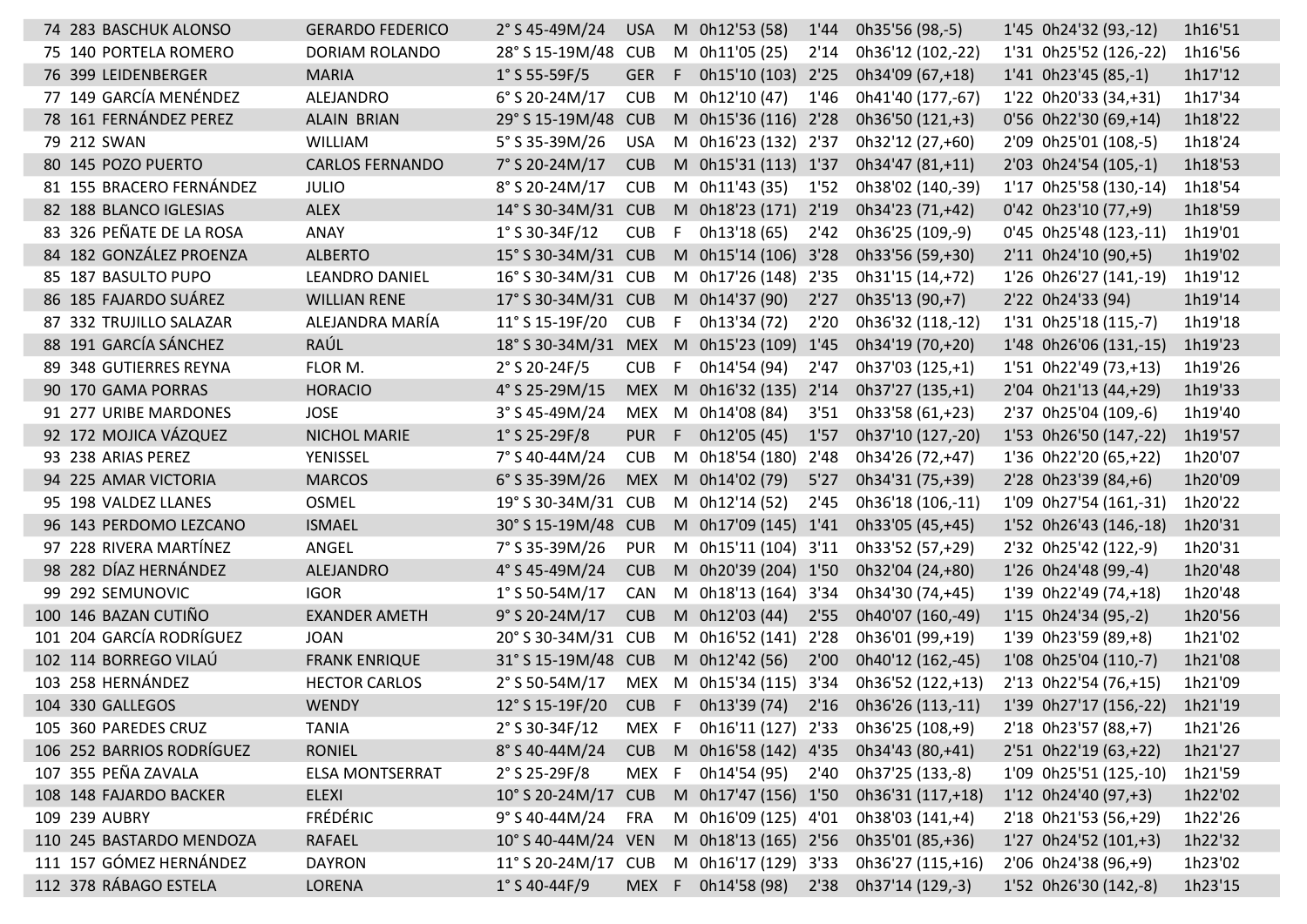| | | | | | | | | | | | | |
|---|---|---|---|---|---|---|---|---|---|---|---|---|
| 74 | 283 | BASCHUK ALONSO | GERARDO FEDERICO | 2° S 45-49M/24 | USA | M | 0h12'53 (58) | 1'44 | 0h35'56 (98,-5) | 1'45 | 0h24'32 (93,-12) | 1h16'51 |
| 75 | 140 | PORTELA ROMERO | DORIAM ROLANDO | 28° S 15-19M/48 | CUB | M | 0h11'05 (25) | 2'14 | 0h36'12 (102,-22) | 1'31 | 0h25'52 (126,-22) | 1h16'56 |
| 76 | 399 | LEIDENBERGER | MARIA | 1° S 55-59F/5 | GER | F | 0h15'10 (103) | 2'25 | 0h34'09 (67,+18) | 1'41 | 0h23'45 (85,-1) | 1h17'12 |
| 77 | 149 | GARCÍA MENÉNDEZ | ALEJANDRO | 6° S 20-24M/17 | CUB | M | 0h12'10 (47) | 1'46 | 0h41'40 (177,-67) | 1'22 | 0h20'33 (34,+31) | 1h17'34 |
| 78 | 161 | FERNÁNDEZ PEREZ | ALAIN BRIAN | 29° S 15-19M/48 | CUB | M | 0h15'36 (116) | 2'28 | 0h36'50 (121,+3) | 0'56 | 0h22'30 (69,+14) | 1h18'22 |
| 79 | 212 | SWAN | WILLIAM | 5° S 35-39M/26 | USA | M | 0h16'23 (132) | 2'37 | 0h32'12 (27,+60) | 2'09 | 0h25'01 (108,-5) | 1h18'24 |
| 80 | 145 | POZO PUERTO | CARLOS FERNANDO | 7° S 20-24M/17 | CUB | M | 0h15'31 (113) | 1'37 | 0h34'47 (81,+11) | 2'03 | 0h24'54 (105,-1) | 1h18'53 |
| 81 | 155 | BRACERO FERNÁNDEZ | JULIO | 8° S 20-24M/17 | CUB | M | 0h11'43 (35) | 1'52 | 0h38'02 (140,-39) | 1'17 | 0h25'58 (130,-14) | 1h18'54 |
| 82 | 188 | BLANCO IGLESIAS | ALEX | 14° S 30-34M/31 | CUB | M | 0h18'23 (171) | 2'19 | 0h34'23 (71,+42) | 0'42 | 0h23'10 (77,+9) | 1h18'59 |
| 83 | 326 | PEÑATE DE LA ROSA | ANAY | 1° S 30-34F/12 | CUB | F | 0h13'18 (65) | 2'42 | 0h36'25 (109,-9) | 0'45 | 0h25'48 (123,-11) | 1h19'01 |
| 84 | 182 | GONZÁLEZ PROENZA | ALBERTO | 15° S 30-34M/31 | CUB | M | 0h15'14 (106) | 3'28 | 0h33'56 (59,+30) | 2'11 | 0h24'10 (90,+5) | 1h19'02 |
| 85 | 187 | BASULTO PUPO | LEANDRO DANIEL | 16° S 30-34M/31 | CUB | M | 0h17'26 (148) | 2'35 | 0h31'15 (14,+72) | 1'26 | 0h26'27 (141,-19) | 1h19'12 |
| 86 | 185 | FAJARDO SUÁREZ | WILLIAN RENE | 17° S 30-34M/31 | CUB | M | 0h14'37 (90) | 2'27 | 0h35'13 (90,+7) | 2'22 | 0h24'33 (94) | 1h19'14 |
| 87 | 332 | TRUJILLO SALAZAR | ALEJANDRA MARÍA | 11° S 15-19F/20 | CUB | F | 0h13'34 (72) | 2'20 | 0h36'32 (118,-12) | 1'31 | 0h25'18 (115,-7) | 1h19'18 |
| 88 | 191 | GARCÍA SÁNCHEZ | RAÚL | 18° S 30-34M/31 | MEX | M | 0h15'23 (109) | 1'45 | 0h34'19 (70,+20) | 1'48 | 0h26'06 (131,-15) | 1h19'23 |
| 89 | 348 | GUTIERRES REYNA | FLOR M. | 2° S 20-24F/5 | CUB | F | 0h14'54 (94) | 2'47 | 0h37'03 (125,+1) | 1'51 | 0h22'49 (73,+13) | 1h19'26 |
| 90 | 170 | GAMA PORRAS | HORACIO | 4° S 25-29M/15 | MEX | M | 0h16'32 (135) | 2'14 | 0h37'27 (135,+1) | 2'04 | 0h21'13 (44,+29) | 1h19'33 |
| 91 | 277 | URIBE MARDONES | JOSE | 3° S 45-49M/24 | MEX | M | 0h14'08 (84) | 3'51 | 0h33'58 (61,+23) | 2'37 | 0h25'04 (109,-6) | 1h19'40 |
| 92 | 172 | MOJICA VÁZQUEZ | NICHOL MARIE | 1° S 25-29F/8 | PUR | F | 0h12'05 (45) | 1'57 | 0h37'10 (127,-20) | 1'53 | 0h26'50 (147,-22) | 1h19'57 |
| 93 | 238 | ARIAS PEREZ | YENISSEL | 7° S 40-44M/24 | CUB | M | 0h18'54 (180) | 2'48 | 0h34'26 (72,+47) | 1'36 | 0h22'20 (65,+22) | 1h20'07 |
| 94 | 225 | AMAR VICTORIA | MARCOS | 6° S 35-39M/26 | MEX | M | 0h14'02 (79) | 5'27 | 0h34'31 (75,+39) | 2'28 | 0h23'39 (84,+6) | 1h20'09 |
| 95 | 198 | VALDEZ LLANES | OSMEL | 19° S 30-34M/31 | CUB | M | 0h12'14 (52) | 2'45 | 0h36'18 (106,-11) | 1'09 | 0h27'54 (161,-31) | 1h20'22 |
| 96 | 143 | PERDOMO LEZCANO | ISMAEL | 30° S 15-19M/48 | CUB | M | 0h17'09 (145) | 1'41 | 0h33'05 (45,+45) | 1'52 | 0h26'43 (146,-18) | 1h20'31 |
| 97 | 228 | RIVERA MARTÍNEZ | ANGEL | 7° S 35-39M/26 | PUR | M | 0h15'11 (104) | 3'11 | 0h33'52 (57,+29) | 2'32 | 0h25'42 (122,-9) | 1h20'31 |
| 98 | 282 | DÍAZ HERNÁNDEZ | ALEJANDRO | 4° S 45-49M/24 | CUB | M | 0h20'39 (204) | 1'50 | 0h32'04 (24,+80) | 1'26 | 0h24'48 (99,-4) | 1h20'48 |
| 99 | 292 | SEMUNOVIC | IGOR | 1° S 50-54M/17 | CAN | M | 0h18'13 (164) | 3'34 | 0h34'30 (74,+45) | 1'39 | 0h22'49 (74,+18) | 1h20'48 |
| 100 | 146 | BAZAN CUTIÑO | EXANDER AMETH | 9° S 20-24M/17 | CUB | M | 0h12'03 (44) | 2'55 | 0h40'07 (160,-49) | 1'15 | 0h24'34 (95,-2) | 1h20'56 |
| 101 | 204 | GARCÍA RODRÍGUEZ | JOAN | 20° S 30-34M/31 | CUB | M | 0h16'52 (141) | 2'28 | 0h36'01 (99,+19) | 1'39 | 0h23'59 (89,+8) | 1h21'02 |
| 102 | 114 | BORREGO VILAÚ | FRANK ENRIQUE | 31° S 15-19M/48 | CUB | M | 0h12'42 (56) | 2'00 | 0h40'12 (162,-45) | 1'08 | 0h25'04 (110,-7) | 1h21'08 |
| 103 | 258 | HERNÁNDEZ | HECTOR CARLOS | 2° S 50-54M/17 | MEX | M | 0h15'34 (115) | 3'34 | 0h36'52 (122,+13) | 2'13 | 0h22'54 (76,+15) | 1h21'09 |
| 104 | 330 | GALLEGOS | WENDY | 12° S 15-19F/20 | CUB | F | 0h13'39 (74) | 2'16 | 0h36'26 (113,-11) | 1'39 | 0h27'17 (156,-22) | 1h21'19 |
| 105 | 360 | PAREDES CRUZ | TANIA | 2° S 30-34F/12 | MEX | F | 0h16'11 (127) | 2'33 | 0h36'25 (108,+9) | 2'18 | 0h23'57 (88,+7) | 1h21'26 |
| 106 | 252 | BARRIOS RODRÍGUEZ | RONIEL | 8° S 40-44M/24 | CUB | M | 0h16'58 (142) | 4'35 | 0h34'43 (80,+41) | 2'51 | 0h22'19 (63,+22) | 1h21'27 |
| 107 | 355 | PEÑA ZAVALA | ELSA MONTSERRAT | 2° S 25-29F/8 | MEX | F | 0h14'54 (95) | 2'40 | 0h37'25 (133,-8) | 1'09 | 0h25'51 (125,-10) | 1h21'59 |
| 108 | 148 | FAJARDO BACKER | ELEXI | 10° S 20-24M/17 | CUB | M | 0h17'47 (156) | 1'50 | 0h36'31 (117,+18) | 1'12 | 0h24'40 (97,+3) | 1h22'02 |
| 109 | 239 | AUBRY | FRÉDÉRIC | 9° S 40-44M/24 | FRA | M | 0h16'09 (125) | 4'01 | 0h38'03 (141,+4) | 2'18 | 0h21'53 (56,+29) | 1h22'26 |
| 110 | 245 | BASTARDO MENDOZA | RAFAEL | 10° S 40-44M/24 | VEN | M | 0h18'13 (165) | 2'56 | 0h35'01 (85,+36) | 1'27 | 0h24'52 (101,+3) | 1h22'32 |
| 111 | 157 | GÓMEZ HERNÁNDEZ | DAYRON | 11° S 20-24M/17 | CUB | M | 0h16'17 (129) | 3'33 | 0h36'27 (115,+16) | 2'06 | 0h24'38 (96,+9) | 1h23'02 |
| 112 | 378 | RÁBAGO ESTELA | LORENA | 1° S 40-44F/9 | MEX | F | 0h14'58 (98) | 2'38 | 0h37'14 (129,-3) | 1'52 | 0h26'30 (142,-8) | 1h23'15 |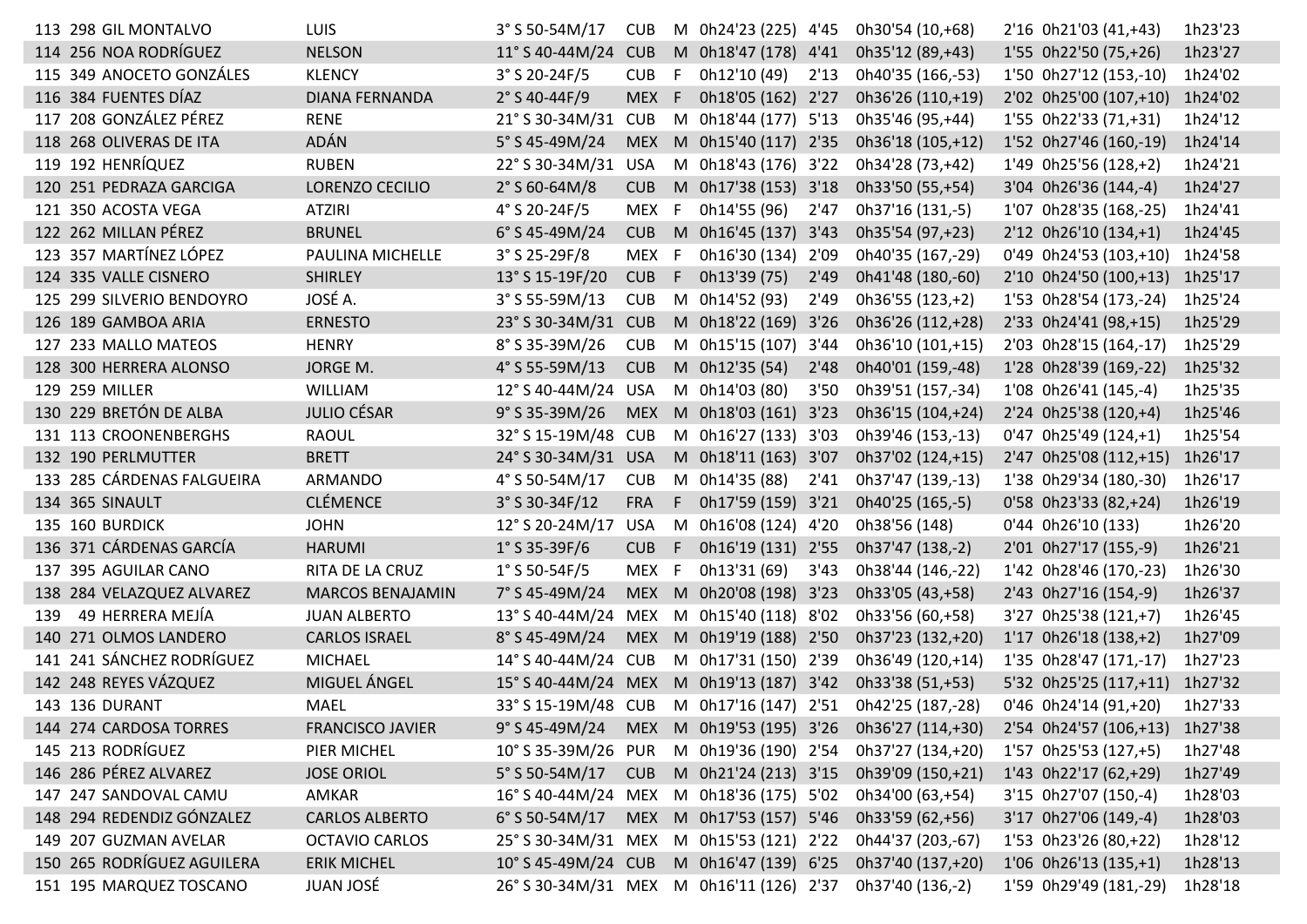| | | | | | | | | | | | | |
|---|---|---|---|---|---|---|---|---|---|---|---|---|
| 113 | 298 | GIL MONTALVO | LUIS | 3° S 50-54M/17 | CUB | M | 0h24'23 (225) | 4'45 | 0h30'54 (10,+68) | 2'16 | 0h21'03 (41,+43) | 1h23'23 |
| 114 | 256 | NOA RODRÍGUEZ | NELSON | 11° S 40-44M/24 | CUB | M | 0h18'47 (178) | 4'41 | 0h35'12 (89,+43) | 1'55 | 0h22'50 (75,+26) | 1h23'27 |
| 115 | 349 | ANOCETO GONZÁLES | KLENCY | 3° S 20-24F/5 | CUB | F | 0h12'10 (49) | 2'13 | 0h40'35 (166,-53) | 1'50 | 0h27'12 (153,-10) | 1h24'02 |
| 116 | 384 | FUENTES DÍAZ | DIANA FERNANDA | 2° S 40-44F/9 | MEX | F | 0h18'05 (162) | 2'27 | 0h36'26 (110,+19) | 2'02 | 0h25'00 (107,+10) | 1h24'02 |
| 117 | 208 | GONZÁLEZ PÉREZ | RENE | 21° S 30-34M/31 | CUB | M | 0h18'44 (177) | 5'13 | 0h35'46 (95,+44) | 1'55 | 0h22'33 (71,+31) | 1h24'12 |
| 118 | 268 | OLIVERAS DE ITA | ADÁN | 5° S 45-49M/24 | MEX | M | 0h15'40 (117) | 2'35 | 0h36'18 (105,+12) | 1'52 | 0h27'46 (160,-19) | 1h24'14 |
| 119 | 192 | HENRÍQUEZ | RUBEN | 22° S 30-34M/31 | USA | M | 0h18'43 (176) | 3'22 | 0h34'28 (73,+42) | 1'49 | 0h25'56 (128,+2) | 1h24'21 |
| 120 | 251 | PEDRAZA GARCIGA | LORENZO CECILIO | 2° S 60-64M/8 | CUB | M | 0h17'38 (153) | 3'18 | 0h33'50 (55,+54) | 3'04 | 0h26'36 (144,-4) | 1h24'27 |
| 121 | 350 | ACOSTA VEGA | ATZIRI | 4° S 20-24F/5 | MEX | F | 0h14'55 (96) | 2'47 | 0h37'16 (131,-5) | 1'07 | 0h28'35 (168,-25) | 1h24'41 |
| 122 | 262 | MILLAN PÉREZ | BRUNEL | 6° S 45-49M/24 | CUB | M | 0h16'45 (137) | 3'43 | 0h35'54 (97,+23) | 2'12 | 0h26'10 (134,+1) | 1h24'45 |
| 123 | 357 | MARTÍNEZ LÓPEZ | PAULINA MICHELLE | 3° S 25-29F/8 | MEX | F | 0h16'30 (134) | 2'09 | 0h40'35 (167,-29) | 0'49 | 0h24'53 (103,+10) | 1h24'58 |
| 124 | 335 | VALLE CISNERO | SHIRLEY | 13° S 15-19F/20 | CUB | F | 0h13'39 (75) | 2'49 | 0h41'48 (180,-60) | 2'10 | 0h24'50 (100,+13) | 1h25'17 |
| 125 | 299 | SILVERIO BENDOYRO | JOSÉ A. | 3° S 55-59M/13 | CUB | M | 0h14'52 (93) | 2'49 | 0h36'55 (123,+2) | 1'53 | 0h28'54 (173,-24) | 1h25'24 |
| 126 | 189 | GAMBOA ARIA | ERNESTO | 23° S 30-34M/31 | CUB | M | 0h18'22 (169) | 3'26 | 0h36'26 (112,+28) | 2'33 | 0h24'41 (98,+15) | 1h25'29 |
| 127 | 233 | MALLO MATEOS | HENRY | 8° S 35-39M/26 | CUB | M | 0h15'15 (107) | 3'44 | 0h36'10 (101,+15) | 2'03 | 0h28'15 (164,-17) | 1h25'29 |
| 128 | 300 | HERRERA ALONSO | JORGE M. | 4° S 55-59M/13 | CUB | M | 0h12'35 (54) | 2'48 | 0h40'01 (159,-48) | 1'28 | 0h28'39 (169,-22) | 1h25'32 |
| 129 | 259 | MILLER | WILLIAM | 12° S 40-44M/24 | USA | M | 0h14'03 (80) | 3'50 | 0h39'51 (157,-34) | 1'08 | 0h26'41 (145,-4) | 1h25'35 |
| 130 | 229 | BRETÓN DE ALBA | JULIO CÉSAR | 9° S 35-39M/26 | MEX | M | 0h18'03 (161) | 3'23 | 0h36'15 (104,+24) | 2'24 | 0h25'38 (120,+4) | 1h25'46 |
| 131 | 113 | CROONENBERGHS | RAOUL | 32° S 15-19M/48 | CUB | M | 0h16'27 (133) | 3'03 | 0h39'46 (153,-13) | 0'47 | 0h25'49 (124,+1) | 1h25'54 |
| 132 | 190 | PERLMUTTER | BRETT | 24° S 30-34M/31 | USA | M | 0h18'11 (163) | 3'07 | 0h37'02 (124,+15) | 2'47 | 0h25'08 (112,+15) | 1h26'17 |
| 133 | 285 | CÁRDENAS FALGUEIRA | ARMANDO | 4° S 50-54M/17 | CUB | M | 0h14'35 (88) | 2'41 | 0h37'47 (139,-13) | 1'38 | 0h29'34 (180,-30) | 1h26'17 |
| 134 | 365 | SINAULT | CLÉMENCE | 3° S 30-34F/12 | FRA | F | 0h17'59 (159) | 3'21 | 0h40'25 (165,-5) | 0'58 | 0h23'33 (82,+24) | 1h26'19 |
| 135 | 160 | BURDICK | JOHN | 12° S 20-24M/17 | USA | M | 0h16'08 (124) | 4'20 | 0h38'56 (148) | 0'44 | 0h26'10 (133) | 1h26'20 |
| 136 | 371 | CÁRDENAS GARCÍA | HARUMI | 1° S 35-39F/6 | CUB | F | 0h16'19 (131) | 2'55 | 0h37'47 (138,-2) | 2'01 | 0h27'17 (155,-9) | 1h26'21 |
| 137 | 395 | AGUILAR CANO | RITA DE LA CRUZ | 1° S 50-54F/5 | MEX | F | 0h13'31 (69) | 3'43 | 0h38'44 (146,-22) | 1'42 | 0h28'46 (170,-23) | 1h26'30 |
| 138 | 284 | VELAZQUEZ ALVAREZ | MARCOS BENAJAMIN | 7° S 45-49M/24 | MEX | M | 0h20'08 (198) | 3'23 | 0h33'05 (43,+58) | 2'43 | 0h27'16 (154,-9) | 1h26'37 |
| 139 | 49 | HERRERA MEJÍA | JUAN ALBERTO | 13° S 40-44M/24 | MEX | M | 0h15'40 (118) | 8'02 | 0h33'56 (60,+58) | 3'27 | 0h25'38 (121,+7) | 1h26'45 |
| 140 | 271 | OLMOS LANDERO | CARLOS ISRAEL | 8° S 45-49M/24 | MEX | M | 0h19'19 (188) | 2'50 | 0h37'23 (132,+20) | 1'17 | 0h26'18 (138,+2) | 1h27'09 |
| 141 | 241 | SÁNCHEZ RODRÍGUEZ | MICHAEL | 14° S 40-44M/24 | CUB | M | 0h17'31 (150) | 2'39 | 0h36'49 (120,+14) | 1'35 | 0h28'47 (171,-17) | 1h27'23 |
| 142 | 248 | REYES VÁZQUEZ | MIGUEL ÁNGEL | 15° S 40-44M/24 | MEX | M | 0h19'13 (187) | 3'42 | 0h33'38 (51,+53) | 5'32 | 0h25'25 (117,+11) | 1h27'32 |
| 143 | 136 | DURANT | MAEL | 33° S 15-19M/48 | CUB | M | 0h17'16 (147) | 2'51 | 0h42'25 (187,-28) | 0'46 | 0h24'14 (91,+20) | 1h27'33 |
| 144 | 274 | CARDOSA TORRES | FRANCISCO JAVIER | 9° S 45-49M/24 | MEX | M | 0h19'53 (195) | 3'26 | 0h36'27 (114,+30) | 2'54 | 0h24'57 (106,+13) | 1h27'38 |
| 145 | 213 | RODRÍGUEZ | PIER MICHEL | 10° S 35-39M/26 | PUR | M | 0h19'36 (190) | 2'54 | 0h37'27 (134,+20) | 1'57 | 0h25'53 (127,+5) | 1h27'48 |
| 146 | 286 | PÉREZ ALVAREZ | JOSE ORIOL | 5° S 50-54M/17 | CUB | M | 0h21'24 (213) | 3'15 | 0h39'09 (150,+21) | 1'43 | 0h22'17 (62,+29) | 1h27'49 |
| 147 | 247 | SANDOVAL CAMU | AMKAR | 16° S 40-44M/24 | MEX | M | 0h18'36 (175) | 5'02 | 0h34'00 (63,+54) | 3'15 | 0h27'07 (150,-4) | 1h28'03 |
| 148 | 294 | REDENDIZ GÓNZALEZ | CARLOS ALBERTO | 6° S 50-54M/17 | MEX | M | 0h17'53 (157) | 5'46 | 0h33'59 (62,+56) | 3'17 | 0h27'06 (149,-4) | 1h28'03 |
| 149 | 207 | GUZMAN AVELAR | OCTAVIO CARLOS | 25° S 30-34M/31 | MEX | M | 0h15'53 (121) | 2'22 | 0h44'37 (203,-67) | 1'53 | 0h23'26 (80,+22) | 1h28'12 |
| 150 | 265 | RODRÍGUEZ AGUILERA | ERIK MICHEL | 10° S 45-49M/24 | CUB | M | 0h16'47 (139) | 6'25 | 0h37'40 (137,+20) | 1'06 | 0h26'13 (135,+1) | 1h28'13 |
| 151 | 195 | MARQUEZ TOSCANO | JUAN JOSÉ | 26° S 30-34M/31 | MEX | M | 0h16'11 (126) | 2'37 | 0h37'40 (136,-2) | 1'59 | 0h29'49 (181,-29) | 1h28'18 |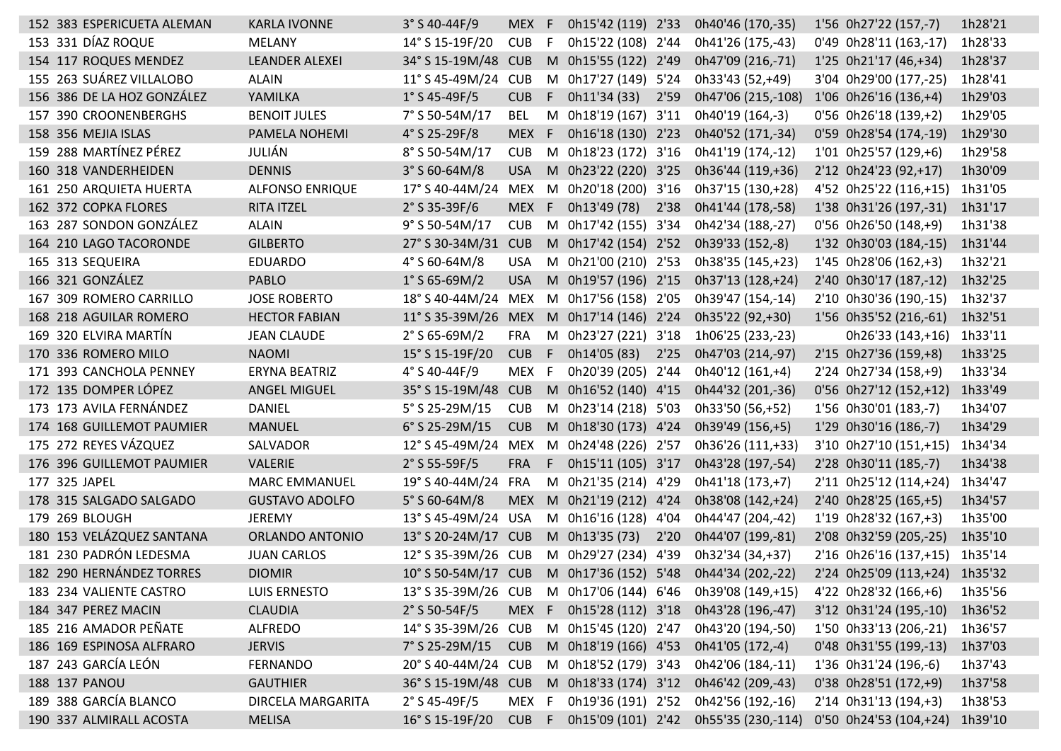| | | | | | | | | | | | | |
|---|---|---|---|---|---|---|---|---|---|---|---|---|
| 152 | 383 | ESPERICUETA ALEMAN | KARLA IVONNE | 3° S 40-44F/9 | MEX | F | 0h15'42 (119) | 2'33 | 0h40'46 (170,-35) | 1'56 | 0h27'22 (157,-7) | 1h28'21 |
| 153 | 331 | DÍAZ ROQUE | MELANY | 14° S 15-19F/20 | CUB | F | 0h15'22 (108) | 2'44 | 0h41'26 (175,-43) | 0'49 | 0h28'11 (163,-17) | 1h28'33 |
| 154 | 117 | ROQUES MENDEZ | LEANDER ALEXEI | 34° S 15-19M/48 | CUB | M | 0h15'55 (122) | 2'49 | 0h47'09 (216,-71) | 1'25 | 0h21'17 (46,+34) | 1h28'37 |
| 155 | 263 | SUÁREZ VILLALOBO | ALAIN | 11° S 45-49M/24 | CUB | M | 0h17'27 (149) | 5'24 | 0h33'43 (52,+49) | 3'04 | 0h29'00 (177,-25) | 1h28'41 |
| 156 | 386 | DE LA HOZ GONZÁLEZ | YAMILKA | 1° S 45-49F/5 | CUB | F | 0h11'34 (33) | 2'59 | 0h47'06 (215,-108) | 1'06 | 0h26'16 (136,+4) | 1h29'03 |
| 157 | 390 | CROONENBERGHS | BENOIT JULES | 7° S 50-54M/17 | BEL | M | 0h18'19 (167) | 3'11 | 0h40'19 (164,-3) | 0'56 | 0h26'18 (139,+2) | 1h29'05 |
| 158 | 356 | MEJIA ISLAS | PAMELA NOHEMI | 4° S 25-29F/8 | MEX | F | 0h16'18 (130) | 2'23 | 0h40'52 (171,-34) | 0'59 | 0h28'54 (174,-19) | 1h29'30 |
| 159 | 288 | MARTÍNEZ PÉREZ | JULIÁN | 8° S 50-54M/17 | CUB | M | 0h18'23 (172) | 3'16 | 0h41'19 (174,-12) | 1'01 | 0h25'57 (129,+6) | 1h29'58 |
| 160 | 318 | VANDERHEIDEN | DENNIS | 3° S 60-64M/8 | USA | M | 0h23'22 (220) | 3'25 | 0h36'44 (119,+36) | 2'12 | 0h24'23 (92,+17) | 1h30'09 |
| 161 | 250 | ARQUIETA HUERTA | ALFONSO ENRIQUE | 17° S 40-44M/24 | MEX | M | 0h20'18 (200) | 3'16 | 0h37'15 (130,+28) | 4'52 | 0h25'22 (116,+15) | 1h31'05 |
| 162 | 372 | COPKA FLORES | RITA ITZEL | 2° S 35-39F/6 | MEX | F | 0h13'49 (78) | 2'38 | 0h41'44 (178,-58) | 1'38 | 0h31'26 (197,-31) | 1h31'17 |
| 163 | 287 | SONDON GONZÁLEZ | ALAIN | 9° S 50-54M/17 | CUB | M | 0h17'42 (155) | 3'34 | 0h42'34 (188,-27) | 0'56 | 0h26'50 (148,+9) | 1h31'38 |
| 164 | 210 | LAGO TACORONDE | GILBERTO | 27° S 30-34M/31 | CUB | M | 0h17'42 (154) | 2'52 | 0h39'33 (152,-8) | 1'32 | 0h30'03 (184,-15) | 1h31'44 |
| 165 | 313 | SEQUEIRA | EDUARDO | 4° S 60-64M/8 | USA | M | 0h21'00 (210) | 2'53 | 0h38'35 (145,+23) | 1'45 | 0h28'06 (162,+3) | 1h32'21 |
| 166 | 321 | GONZÁLEZ | PABLO | 1° S 65-69M/2 | USA | M | 0h19'57 (196) | 2'15 | 0h37'13 (128,+24) | 2'40 | 0h30'17 (187,-12) | 1h32'25 |
| 167 | 309 | ROMERO CARRILLO | JOSE ROBERTO | 18° S 40-44M/24 | MEX | M | 0h17'56 (158) | 2'05 | 0h39'47 (154,-14) | 2'10 | 0h30'36 (190,-15) | 1h32'37 |
| 168 | 218 | AGUILAR ROMERO | HECTOR FABIAN | 11° S 35-39M/26 | MEX | M | 0h17'14 (146) | 2'24 | 0h35'22 (92,+30) | 1'56 | 0h35'52 (216,-61) | 1h32'51 |
| 169 | 320 | ELVIRA MARTÍN | JEAN CLAUDE | 2° S 65-69M/2 | FRA | M | 0h23'27 (221) | 3'18 | 1h06'25 (233,-23) | | 0h26'33 (143,+16) | 1h33'11 |
| 170 | 336 | ROMERO MILO | NAOMI | 15° S 15-19F/20 | CUB | F | 0h14'05 (83) | 2'25 | 0h47'03 (214,-97) | 2'15 | 0h27'36 (159,+8) | 1h33'25 |
| 171 | 393 | CANCHOLA PENNEY | ERYNA BEATRIZ | 4° S 40-44F/9 | MEX | F | 0h20'39 (205) | 2'44 | 0h40'12 (161,+4) | 2'24 | 0h27'34 (158,+9) | 1h33'34 |
| 172 | 135 | DOMPER LÓPEZ | ANGEL MIGUEL | 35° S 15-19M/48 | CUB | M | 0h16'52 (140) | 4'15 | 0h44'32 (201,-36) | 0'56 | 0h27'12 (152,+12) | 1h33'49 |
| 173 | 173 | AVILA FERNÁNDEZ | DANIEL | 5° S 25-29M/15 | CUB | M | 0h23'14 (218) | 5'03 | 0h33'50 (56,+52) | 1'56 | 0h30'01 (183,-7) | 1h34'07 |
| 174 | 168 | GUILLEMOT PAUMIER | MANUEL | 6° S 25-29M/15 | CUB | M | 0h18'30 (173) | 4'24 | 0h39'49 (156,+5) | 1'29 | 0h30'16 (186,-7) | 1h34'29 |
| 175 | 272 | REYES VÁZQUEZ | SALVADOR | 12° S 45-49M/24 | MEX | M | 0h24'48 (226) | 2'57 | 0h36'26 (111,+33) | 3'10 | 0h27'10 (151,+15) | 1h34'34 |
| 176 | 396 | GUILLEMOT PAUMIER | VALERIE | 2° S 55-59F/5 | FRA | F | 0h15'11 (105) | 3'17 | 0h43'28 (197,-54) | 2'28 | 0h30'11 (185,-7) | 1h34'38 |
| 177 | 325 | JAPEL | MARC EMMANUEL | 19° S 40-44M/24 | FRA | M | 0h21'35 (214) | 4'29 | 0h41'18 (173,+7) | 2'11 | 0h25'12 (114,+24) | 1h34'47 |
| 178 | 315 | SALGADO SALGADO | GUSTAVO ADOLFO | 5° S 60-64M/8 | MEX | M | 0h21'19 (212) | 4'24 | 0h38'08 (142,+24) | 2'40 | 0h28'25 (165,+5) | 1h34'57 |
| 179 | 269 | BLOUGH | JEREMY | 13° S 45-49M/24 | USA | M | 0h16'16 (128) | 4'04 | 0h44'47 (204,-42) | 1'19 | 0h28'32 (167,+3) | 1h35'00 |
| 180 | 153 | VELÁZQUEZ SANTANA | ORLANDO ANTONIO | 13° S 20-24M/17 | CUB | M | 0h13'35 (73) | 2'20 | 0h44'07 (199,-81) | 2'08 | 0h32'59 (205,-25) | 1h35'10 |
| 181 | 230 | PADRÓN LEDESMA | JUAN CARLOS | 12° S 35-39M/26 | CUB | M | 0h29'27 (234) | 4'39 | 0h32'34 (34,+37) | 2'16 | 0h26'16 (137,+15) | 1h35'14 |
| 182 | 290 | HERNÁNDEZ TORRES | DIOMIR | 10° S 50-54M/17 | CUB | M | 0h17'36 (152) | 5'48 | 0h44'34 (202,-22) | 2'24 | 0h25'09 (113,+24) | 1h35'32 |
| 183 | 234 | VALIENTE CASTRO | LUIS ERNESTO | 13° S 35-39M/26 | CUB | M | 0h17'06 (144) | 6'46 | 0h39'08 (149,+15) | 4'22 | 0h28'32 (166,+6) | 1h35'56 |
| 184 | 347 | PEREZ MACIN | CLAUDIA | 2° S 50-54F/5 | MEX | F | 0h15'28 (112) | 3'18 | 0h43'28 (196,-47) | 3'12 | 0h31'24 (195,-10) | 1h36'52 |
| 185 | 216 | AMADOR PEÑATE | ALFREDO | 14° S 35-39M/26 | CUB | M | 0h15'45 (120) | 2'47 | 0h43'20 (194,-50) | 1'50 | 0h33'13 (206,-21) | 1h36'57 |
| 186 | 169 | ESPINOSA ALFRARO | JERVIS | 7° S 25-29M/15 | CUB | M | 0h18'19 (166) | 4'53 | 0h41'05 (172,-4) | 0'48 | 0h31'55 (199,-13) | 1h37'03 |
| 187 | 243 | GARCÍA LEÓN | FERNANDO | 20° S 40-44M/24 | CUB | M | 0h18'52 (179) | 3'43 | 0h42'06 (184,-11) | 1'36 | 0h31'24 (196,-6) | 1h37'43 |
| 188 | 137 | PANOU | GAUTHIER | 36° S 15-19M/48 | CUB | M | 0h18'33 (174) | 3'12 | 0h46'42 (209,-43) | 0'38 | 0h28'51 (172,+9) | 1h37'58 |
| 189 | 388 | GARCÍA BLANCO | DIRCELA MARGARITA | 2° S 45-49F/5 | MEX | F | 0h19'36 (191) | 2'52 | 0h42'56 (192,-16) | 2'14 | 0h31'13 (194,+3) | 1h38'53 |
| 190 | 337 | ALMIRALL ACOSTA | MELISA | 16° S 15-19F/20 | CUB | F | 0h15'09 (101) | 2'42 | 0h55'35 (230,-114) | 0'50 | 0h24'53 (104,+24) | 1h39'10 |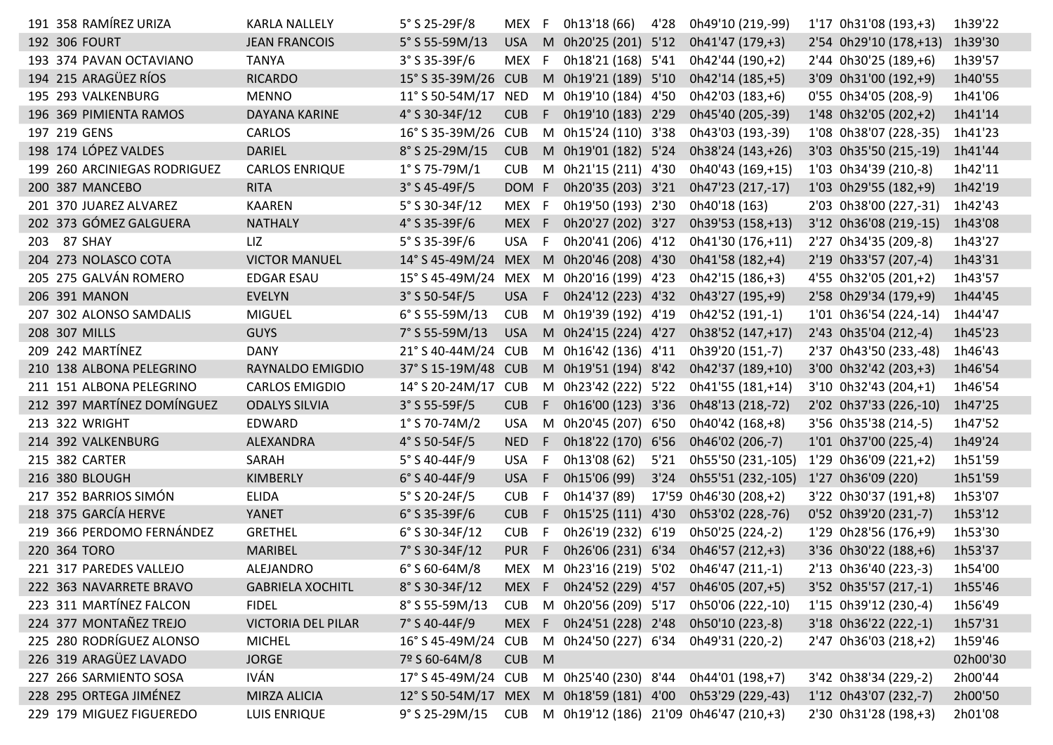| | | | | | | | | | | | | |
|---|---|---|---|---|---|---|---|---|---|---|---|---|
| 191 | 358 | RAMÍREZ URIZA | KARLA NALLELY | 5° S 25-29F/8 | MEX | F | 0h13'18 (66) | 4'28 | 0h49'10 (219,-99) | 1'17 | 0h31'08 (193,+3) | 1h39'22 |
| 192 | 306 | FOURT | JEAN FRANCOIS | 5° S 55-59M/13 | USA | M | 0h20'25 (201) | 5'12 | 0h41'47 (179,+3) | 2'54 | 0h29'10 (178,+13) | 1h39'30 |
| 193 | 374 | PAVAN OCTAVIANO | TANYA | 3° S 35-39F/6 | MEX | F | 0h18'21 (168) | 5'41 | 0h42'44 (190,+2) | 2'44 | 0h30'25 (189,+6) | 1h39'57 |
| 194 | 215 | ARAGÜEZ RÍOS | RICARDO | 15° S 35-39M/26 | CUB | M | 0h19'21 (189) | 5'10 | 0h42'14 (185,+5) | 3'09 | 0h31'00 (192,+9) | 1h40'55 |
| 195 | 293 | VALKENBURG | MENNO | 11° S 50-54M/17 | NED | M | 0h19'10 (184) | 4'50 | 0h42'03 (183,+6) | 0'55 | 0h34'05 (208,-9) | 1h41'06 |
| 196 | 369 | PIMIENTA RAMOS | DAYANA KARINE | 4° S 30-34F/12 | CUB | F | 0h19'10 (183) | 2'29 | 0h45'40 (205,-39) | 1'48 | 0h32'05 (202,+2) | 1h41'14 |
| 197 | 219 | GENS | CARLOS | 16° S 35-39M/26 | CUB | M | 0h15'24 (110) | 3'38 | 0h43'03 (193,-39) | 1'08 | 0h38'07 (228,-35) | 1h41'23 |
| 198 | 174 | LÓPEZ VALDES | DARIEL | 8° S 25-29M/15 | CUB | M | 0h19'01 (182) | 5'24 | 0h38'24 (143,+26) | 3'03 | 0h35'50 (215,-19) | 1h41'44 |
| 199 | 260 | ARCINIEGAS RODRIGUEZ | CARLOS ENRIQUE | 1° S 75-79M/1 | CUB | M | 0h21'15 (211) | 4'30 | 0h40'43 (169,+15) | 1'03 | 0h34'39 (210,-8) | 1h42'11 |
| 200 | 387 | MANCEBO | RITA | 3° S 45-49F/5 | DOM | F | 0h20'35 (203) | 3'21 | 0h47'23 (217,-17) | 1'03 | 0h29'55 (182,+9) | 1h42'19 |
| 201 | 370 | JUAREZ ALVAREZ | KAAREN | 5° S 30-34F/12 | MEX | F | 0h19'50 (193) | 2'30 | 0h40'18 (163) | 2'03 | 0h38'00 (227,-31) | 1h42'43 |
| 202 | 373 | GÓMEZ GALGUERA | NATHALY | 4° S 35-39F/6 | MEX | F | 0h20'27 (202) | 3'27 | 0h39'53 (158,+13) | 3'12 | 0h36'08 (219,-15) | 1h43'08 |
| 203 | 87 | SHAY | LIZ | 5° S 35-39F/6 | USA | F | 0h20'41 (206) | 4'12 | 0h41'30 (176,+11) | 2'27 | 0h34'35 (209,-8) | 1h43'27 |
| 204 | 273 | NOLASCO COTA | VICTOR MANUEL | 14° S 45-49M/24 | MEX | M | 0h20'46 (208) | 4'30 | 0h41'58 (182,+4) | 2'19 | 0h33'57 (207,-4) | 1h43'31 |
| 205 | 275 | GALVÁN ROMERO | EDGAR ESAU | 15° S 45-49M/24 | MEX | M | 0h20'16 (199) | 4'23 | 0h42'15 (186,+3) | 4'55 | 0h32'05 (201,+2) | 1h43'57 |
| 206 | 391 | MANON | EVELYN | 3° S 50-54F/5 | USA | F | 0h24'12 (223) | 4'32 | 0h43'27 (195,+9) | 2'58 | 0h29'34 (179,+9) | 1h44'45 |
| 207 | 302 | ALONSO SAMDALIS | MIGUEL | 6° S 55-59M/13 | CUB | M | 0h19'39 (192) | 4'19 | 0h42'52 (191,-1) | 1'01 | 0h36'54 (224,-14) | 1h44'47 |
| 208 | 307 | MILLS | GUYS | 7° S 55-59M/13 | USA | M | 0h24'15 (224) | 4'27 | 0h38'52 (147,+17) | 2'43 | 0h35'04 (212,-4) | 1h45'23 |
| 209 | 242 | MARTÍNEZ | DANY | 21° S 40-44M/24 | CUB | M | 0h16'42 (136) | 4'11 | 0h39'20 (151,-7) | 2'37 | 0h43'50 (233,-48) | 1h46'43 |
| 210 | 138 | ALBONA PELEGRINO | RAYNALDO EMIGDIO | 37° S 15-19M/48 | CUB | M | 0h19'51 (194) | 8'42 | 0h42'37 (189,+10) | 3'00 | 0h32'42 (203,+3) | 1h46'54 |
| 211 | 151 | ALBONA PELEGRINO | CARLOS EMIGDIO | 14° S 20-24M/17 | CUB | M | 0h23'42 (222) | 5'22 | 0h41'55 (181,+14) | 3'10 | 0h32'43 (204,+1) | 1h46'54 |
| 212 | 397 | MARTÍNEZ DOMÍNGUEZ | ODALYS SILVIA | 3° S 55-59F/5 | CUB | F | 0h16'00 (123) | 3'36 | 0h48'13 (218,-72) | 2'02 | 0h37'33 (226,-10) | 1h47'25 |
| 213 | 322 | WRIGHT | EDWARD | 1° S 70-74M/2 | USA | M | 0h20'45 (207) | 6'50 | 0h40'42 (168,+8) | 3'56 | 0h35'38 (214,-5) | 1h47'52 |
| 214 | 392 | VALKENBURG | ALEXANDRA | 4° S 50-54F/5 | NED | F | 0h18'22 (170) | 6'56 | 0h46'02 (206,-7) | 1'01 | 0h37'00 (225,-4) | 1h49'24 |
| 215 | 382 | CARTER | SARAH | 5° S 40-44F/9 | USA | F | 0h13'08 (62) | 5'21 | 0h55'50 (231,-105) | 1'29 | 0h36'09 (221,+2) | 1h51'59 |
| 216 | 380 | BLOUGH | KIMBERLY | 6° S 40-44F/9 | USA | F | 0h15'06 (99) | 3'24 | 0h55'51 (232,-105) | 1'27 | 0h36'09 (220) | 1h51'59 |
| 217 | 352 | BARRIOS SIMÓN | ELIDA | 5° S 20-24F/5 | CUB | F | 0h14'37 (89) | 17'59 | 0h46'30 (208,+2) | 3'22 | 0h30'37 (191,+8) | 1h53'07 |
| 218 | 375 | GARCÍA HERVE | YANET | 6° S 35-39F/6 | CUB | F | 0h15'25 (111) | 4'30 | 0h53'02 (228,-76) | 0'52 | 0h39'20 (231,-7) | 1h53'12 |
| 219 | 366 | PERDOMO FERNÁNDEZ | GRETHEL | 6° S 30-34F/12 | CUB | F | 0h26'19 (232) | 6'19 | 0h50'25 (224,-2) | 1'29 | 0h28'56 (176,+9) | 1h53'30 |
| 220 | 364 | TORO | MARIBEL | 7° S 30-34F/12 | PUR | F | 0h26'06 (231) | 6'34 | 0h46'57 (212,+3) | 3'36 | 0h30'22 (188,+6) | 1h53'37 |
| 221 | 317 | PAREDES VALLEJO | ALEJANDRO | 6° S 60-64M/8 | MEX | M | 0h23'16 (219) | 5'02 | 0h46'47 (211,-1) | 2'13 | 0h36'40 (223,-3) | 1h54'00 |
| 222 | 363 | NAVARRETE BRAVO | GABRIELA XOCHITL | 8° S 30-34F/12 | MEX | F | 0h24'52 (229) | 4'57 | 0h46'05 (207,+5) | 3'52 | 0h35'57 (217,-1) | 1h55'46 |
| 223 | 311 | MARTÍNEZ FALCON | FIDEL | 8° S 55-59M/13 | CUB | M | 0h20'56 (209) | 5'17 | 0h50'06 (222,-10) | 1'15 | 0h39'12 (230,-4) | 1h56'49 |
| 224 | 377 | MONTAÑEZ TREJO | VICTORIA DEL PILAR | 7° S 40-44F/9 | MEX | F | 0h24'51 (228) | 2'48 | 0h50'10 (223,-8) | 3'18 | 0h36'22 (222,-1) | 1h57'31 |
| 225 | 280 | RODRÍGUEZ ALONSO | MICHEL | 16° S 45-49M/24 | CUB | M | 0h24'50 (227) | 6'34 | 0h49'31 (220,-2) | 2'47 | 0h36'03 (218,+2) | 1h59'46 |
| 226 | 319 | ARAGÜEZ LAVADO | JORGE | 7º S 60-64M/8 | CUB | M | | | | | | 02h00'30 |
| 227 | 266 | SARMIENTO SOSA | IVÁN | 17° S 45-49M/24 | CUB | M | 0h25'40 (230) | 8'44 | 0h44'01 (198,+7) | 3'42 | 0h38'34 (229,-2) | 2h00'44 |
| 228 | 295 | ORTEGA JIMÉNEZ | MIRZA ALICIA | 12° S 50-54M/17 | MEX | M | 0h18'59 (181) | 4'00 | 0h53'29 (229,-43) | 1'12 | 0h43'07 (232,-7) | 2h00'50 |
| 229 | 179 | MIGUEZ FIGUEREDO | LUIS ENRIQUE | 9° S 25-29M/15 | CUB | M | 0h19'12 (186) | 21'09 | 0h46'47 (210,+3) | 2'30 | 0h31'28 (198,+3) | 2h01'08 |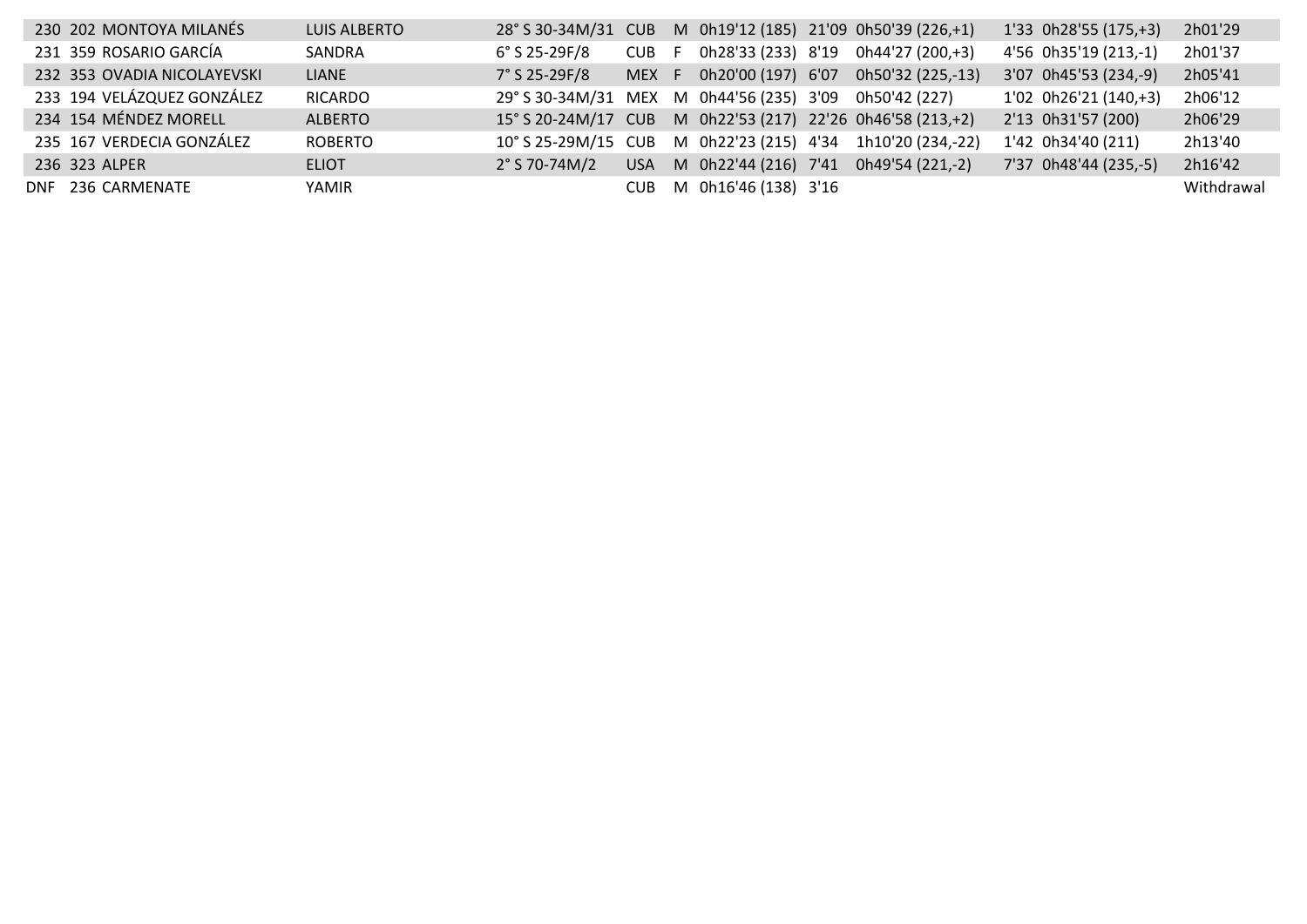| | | | | | | | | | | | | | |
|---|---|---|---|---|---|---|---|---|---|---|---|---|---|
| 230 | 202 | MONTOYA MILANÉS | LUIS ALBERTO | 28° S 30-34M/31 | CUB | M | 0h19'12 (185) | 21'09 | 0h50'39 (226,+1) | 1'33 | 0h28'55 (175,+3) | 2h01'29 |
| 231 | 359 | ROSARIO GARCÍA | SANDRA | 6° S 25-29F/8 | CUB | F | 0h28'33 (233) | 8'19 | 0h44'27 (200,+3) | 4'56 | 0h35'19 (213,-1) | 2h01'37 |
| 232 | 353 | OVADIA NICOLAYEVSKI | LIANE | 7° S 25-29F/8 | MEX | F | 0h20'00 (197) | 6'07 | 0h50'32 (225,-13) | 3'07 | 0h45'53 (234,-9) | 2h05'41 |
| 233 | 194 | VELÁZQUEZ GONZÁLEZ | RICARDO | 29° S 30-34M/31 | MEX | M | 0h44'56 (235) | 3'09 | 0h50'42 (227) | 1'02 | 0h26'21 (140,+3) | 2h06'12 |
| 234 | 154 | MÉNDEZ MORELL | ALBERTO | 15° S 20-24M/17 | CUB | M | 0h22'53 (217) | 22'26 | 0h46'58 (213,+2) | 2'13 | 0h31'57 (200) | 2h06'29 |
| 235 | 167 | VERDECIA GONZÁLEZ | ROBERTO | 10° S 25-29M/15 | CUB | M | 0h22'23 (215) | 4'34 | 1h10'20 (234,-22) | 1'42 | 0h34'40 (211) | 2h13'40 |
| 236 | 323 | ALPER | ELIOT | 2° S 70-74M/2 | USA | M | 0h22'44 (216) | 7'41 | 0h49'54 (221,-2) | 7'37 | 0h48'44 (235,-5) | 2h16'42 |
| DNF | 236 | CARMENATE | YAMIR | | CUB | M | 0h16'46 (138) | 3'16 | | | | Withdrawal |